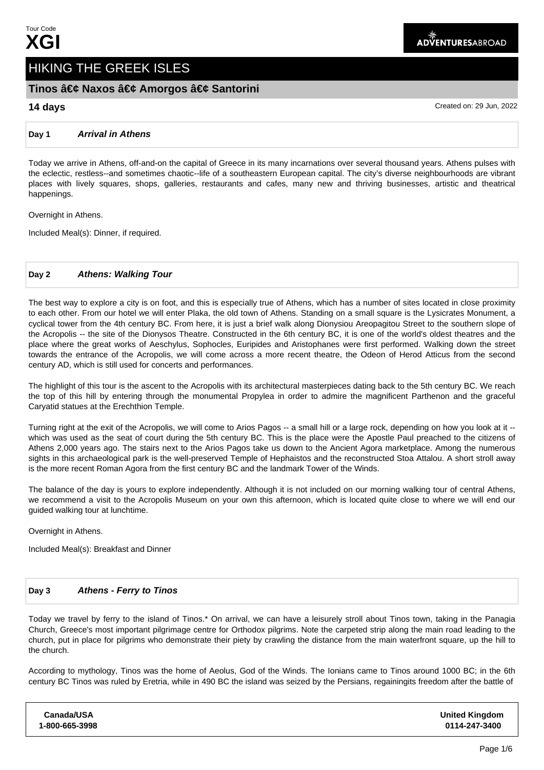Tour Code
**XGI**

ADVENTURESABROAD

# HIKING THE GREEK ISLES

## Tinos â€¢ Naxos â€¢ Amorgos â€¢ Santorini

**14 days**

Created on: 29 Jun, 2022

### Day 1 *Arrival in Athens*

Today we arrive in Athens, off-and-on the capital of Greece in its many incarnations over several thousand years. Athens pulses with the eclectic, restless--and sometimes chaotic--life of a southeastern European capital. The city's diverse neighbourhoods are vibrant places with lively squares, shops, galleries, restaurants and cafes, many new and thriving businesses, artistic and theatrical happenings.

Overnight in Athens.

Included Meal(s): Dinner, if required.

### Day 2 *Athens: Walking Tour*

The best way to explore a city is on foot, and this is especially true of Athens, which has a number of sites located in close proximity to each other. From our hotel we will enter Plaka, the old town of Athens. Standing on a small square is the Lysicrates Monument, a cyclical tower from the 4th century BC. From here, it is just a brief walk along Dionysiou Areopagitou Street to the southern slope of the Acropolis -- the site of the Dionysos Theatre. Constructed in the 6th century BC, it is one of the world's oldest theatres and the place where the great works of Aeschylus, Sophocles, Euripides and Aristophanes were first performed. Walking down the street towards the entrance of the Acropolis, we will come across a more recent theatre, the Odeon of Herod Atticus from the second century AD, which is still used for concerts and performances.

The highlight of this tour is the ascent to the Acropolis with its architectural masterpieces dating back to the 5th century BC. We reach the top of this hill by entering through the monumental Propylea in order to admire the magnificent Parthenon and the graceful Caryatid statues at the Erechthion Temple.

Turning right at the exit of the Acropolis, we will come to Arios Pagos -- a small hill or a large rock, depending on how you look at it -- which was used as the seat of court during the 5th century BC. This is the place were the Apostle Paul preached to the citizens of Athens 2,000 years ago. The stairs next to the Arios Pagos take us down to the Ancient Agora marketplace. Among the numerous sights in this archaeological park is the well-preserved Temple of Hephaistos and the reconstructed Stoa Attalou. A short stroll away is the more recent Roman Agora from the first century BC and the landmark Tower of the Winds.

The balance of the day is yours to explore independently. Although it is not included on our morning walking tour of central Athens, we recommend a visit to the Acropolis Museum on your own this afternoon, which is located quite close to where we will end our guided walking tour at lunchtime.

Overnight in Athens.

Included Meal(s): Breakfast and Dinner

### Day 3 *Athens - Ferry to Tinos*

Today we travel by ferry to the island of Tinos.* On arrival, we can have a leisurely stroll about Tinos town, taking in the Panagia Church, Greece's most important pilgrimage centre for Orthodox pilgrims. Note the carpeted strip along the main road leading to the church, put in place for pilgrims who demonstrate their piety by crawling the distance from the main waterfront square, up the hill to the church.

According to mythology, Tinos was the home of Aeolus, God of the Winds. The Ionians came to Tinos around 1000 BC; in the 6th century BC Tinos was ruled by Eretria, while in 490 BC the island was seized by the Persians, regainingits freedom after the battle of

| Canada/USA | United Kingdom |
|---|---|
| 1-800-665-3998 | 0114-247-3400 |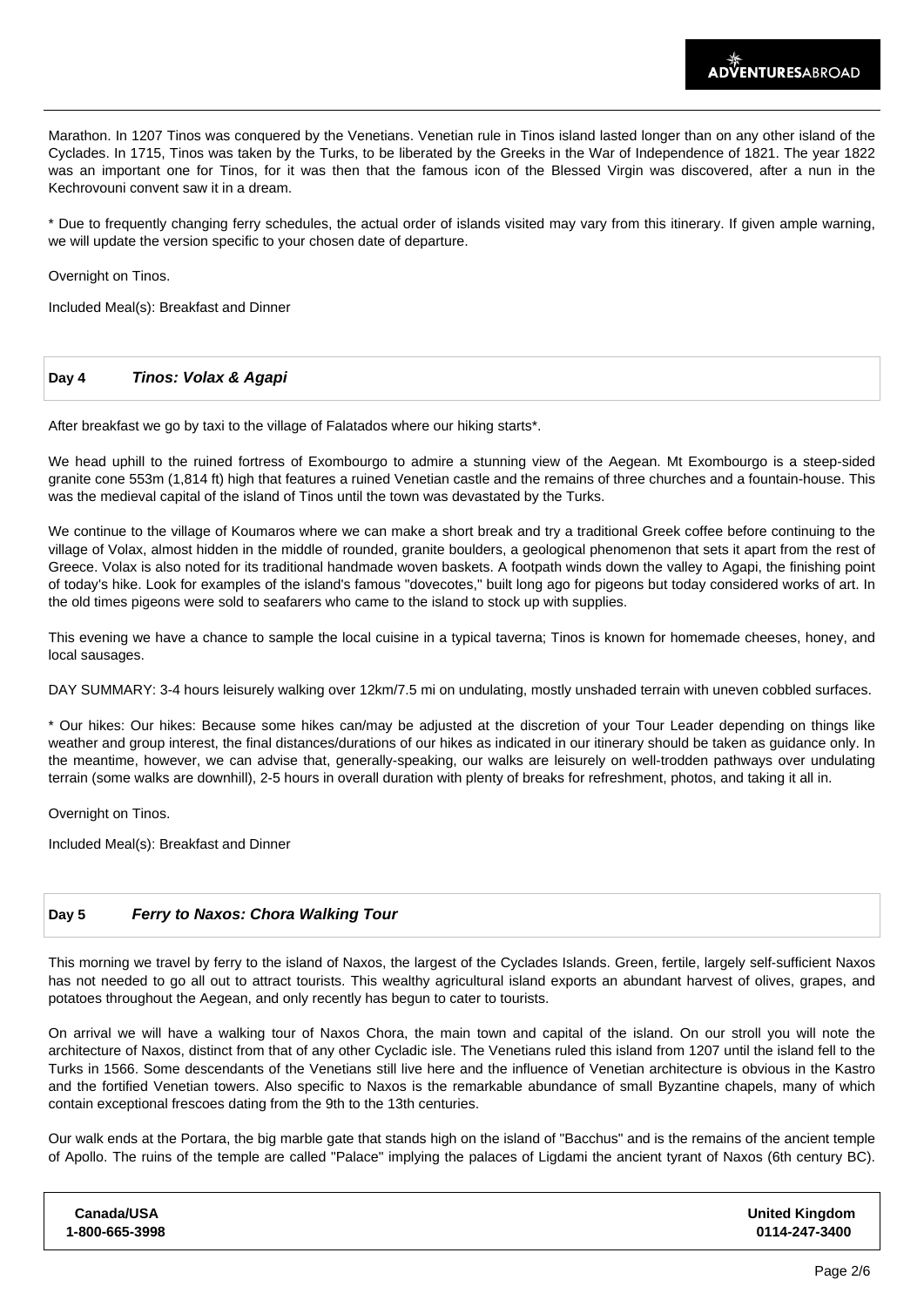Marathon. In 1207 Tinos was conquered by the Venetians. Venetian rule in Tinos island lasted longer than on any other island of the Cyclades. In 1715, Tinos was taken by the Turks, to be liberated by the Greeks in the War of Independence of 1821. The year 1822 was an important one for Tinos, for it was then that the famous icon of the Blessed Virgin was discovered, after a nun in the Kechrovouni convent saw it in a dream.

* Due to frequently changing ferry schedules, the actual order of islands visited may vary from this itinerary. If given ample warning, we will update the version specific to your chosen date of departure.

Overnight on Tinos.

Included Meal(s): Breakfast and Dinner

## Day 4 *Tinos: Volax & Agapi*

After breakfast we go by taxi to the village of Falatados where our hiking starts*.

We head uphill to the ruined fortress of Exombourgo to admire a stunning view of the Aegean. Mt Exombourgo is a steep-sided granite cone 553m (1,814 ft) high that features a ruined Venetian castle and the remains of three churches and a fountain-house. This was the medieval capital of the island of Tinos until the town was devastated by the Turks.

We continue to the village of Koumaros where we can make a short break and try a traditional Greek coffee before continuing to the village of Volax, almost hidden in the middle of rounded, granite boulders, a geological phenomenon that sets it apart from the rest of Greece. Volax is also noted for its traditional handmade woven baskets. A footpath winds down the valley to Agapi, the finishing point of today's hike. Look for examples of the island's famous "dovecotes," built long ago for pigeons but today considered works of art. In the old times pigeons were sold to seafarers who came to the island to stock up with supplies.

This evening we have a chance to sample the local cuisine in a typical taverna; Tinos is known for homemade cheeses, honey, and local sausages.

DAY SUMMARY: 3-4 hours leisurely walking over 12km/7.5 mi on undulating, mostly unshaded terrain with uneven cobbled surfaces.

* Our hikes: Our hikes: Because some hikes can/may be adjusted at the discretion of your Tour Leader depending on things like weather and group interest, the final distances/durations of our hikes as indicated in our itinerary should be taken as guidance only. In the meantime, however, we can advise that, generally-speaking, our walks are leisurely on well-trodden pathways over undulating terrain (some walks are downhill), 2-5 hours in overall duration with plenty of breaks for refreshment, photos, and taking it all in.

Overnight on Tinos.

Included Meal(s): Breakfast and Dinner

## Day 5 *Ferry to Naxos: Chora Walking Tour*

This morning we travel by ferry to the island of Naxos, the largest of the Cyclades Islands. Green, fertile, largely self-sufficient Naxos has not needed to go all out to attract tourists. This wealthy agricultural island exports an abundant harvest of olives, grapes, and potatoes throughout the Aegean, and only recently has begun to cater to tourists.

On arrival we will have a walking tour of Naxos Chora, the main town and capital of the island. On our stroll you will note the architecture of Naxos, distinct from that of any other Cycladic isle. The Venetians ruled this island from 1207 until the island fell to the Turks in 1566. Some descendants of the Venetians still live here and the influence of Venetian architecture is obvious in the Kastro and the fortified Venetian towers. Also specific to Naxos is the remarkable abundance of small Byzantine chapels, many of which contain exceptional frescoes dating from the 9th to the 13th centuries.

Our walk ends at the Portara, the big marble gate that stands high on the island of "Bacchus" and is the remains of the ancient temple of Apollo. The ruins of the temple are called "Palace" implying the palaces of Ligdami the ancient tyrant of Naxos (6th century BC).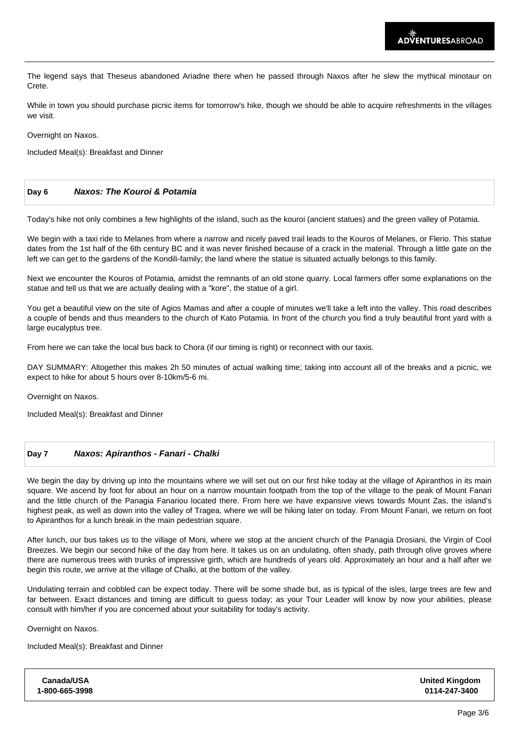The legend says that Theseus abandoned Ariadne there when he passed through Naxos after he slew the mythical minotaur on Crete.

While in town you should purchase picnic items for tomorrow's hike, though we should be able to acquire refreshments in the villages we visit.

Overnight on Naxos.

Included Meal(s): Breakfast and Dinner

## Day 6 *Naxos: The Kouroi & Potamia*

Today's hike not only combines a few highlights of the island, such as the kouroi (ancient statues) and the green valley of Potamia.

We begin with a taxi ride to Melanes from where a narrow and nicely paved trail leads to the Kouros of Melanes, or Flerio. This statue dates from the 1st half of the 6th century BC and it was never finished because of a crack in the material. Through a little gate on the left we can get to the gardens of the Kondili-family; the land where the statue is situated actually belongs to this family.

Next we encounter the Kouros of Potamia, amidst the remnants of an old stone quarry. Local farmers offer some explanations on the statue and tell us that we are actually dealing with a "kore", the statue of a girl.

You get a beautiful view on the site of Agios Mamas and after a couple of minutes we'll take a left into the valley. This road describes a couple of bends and thus meanders to the church of Kato Potamia. In front of the church you find a truly beautiful front yard with a large eucalyptus tree.

From here we can take the local bus back to Chora (if our timing is right) or reconnect with our taxis.

DAY SUMMARY: Altogether this makes 2h 50 minutes of actual walking time; taking into account all of the breaks and a picnic, we expect to hike for about 5 hours over 8-10km/5-6 mi.

Overnight on Naxos.

Included Meal(s): Breakfast and Dinner

## Day 7 *Naxos: Apiranthos - Fanari - Chalki*

We begin the day by driving up into the mountains where we will set out on our first hike today at the village of Apiranthos in its main square. We ascend by foot for about an hour on a narrow mountain footpath from the top of the village to the peak of Mount Fanari and the little church of the Panagia Fanariou located there. From here we have expansive views towards Mount Zas, the island's highest peak, as well as down into the valley of Tragea, where we will be hiking later on today. From Mount Fanari, we return on foot to Apiranthos for a lunch break in the main pedestrian square.

After lunch, our bus takes us to the village of Moni, where we stop at the ancient church of the Panagia Drosiani, the Virgin of Cool Breezes. We begin our second hike of the day from here. It takes us on an undulating, often shady, path through olive groves where there are numerous trees with trunks of impressive girth, which are hundreds of years old. Approximately an hour and a half after we begin this route, we arrive at the village of Chalki, at the bottom of the valley.

Undulating terrain and cobbled can be expect today. There will be some shade but, as is typical of the isles, large trees are few and far between. Exact distances and timing are difficult to guess today; as your Tour Leader will know by now your abilities, please consult with him/her if you are concerned about your suitability for today's activity.

Overnight on Naxos.

Included Meal(s): Breakfast and Dinner

| Canada/USA | United Kingdom |
|---|---|
| 1-800-665-3998 | 0114-247-3400 |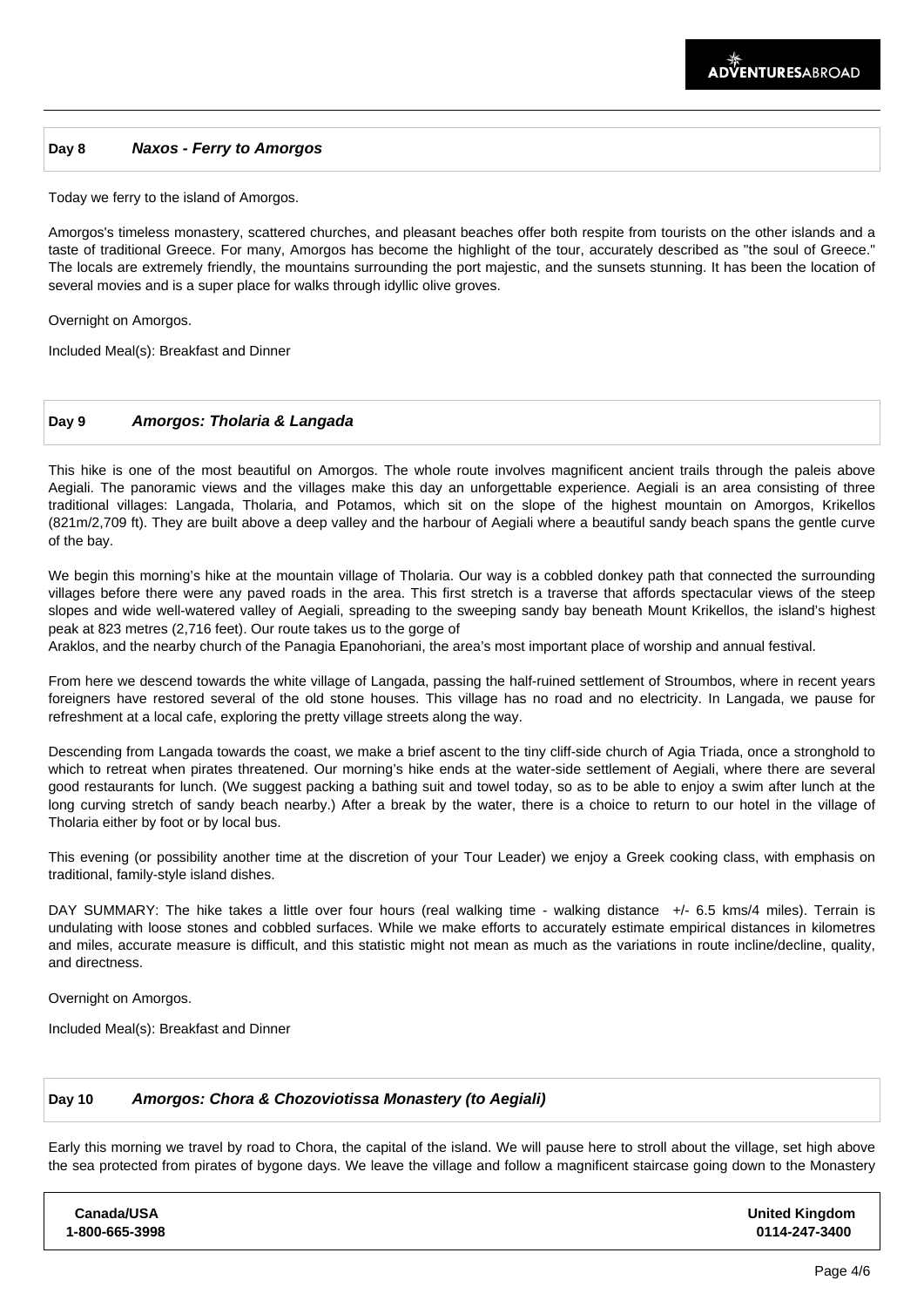## Day 8 *Naxos - Ferry to Amorgos*

Today we ferry to the island of Amorgos.

Amorgos's timeless monastery, scattered churches, and pleasant beaches offer both respite from tourists on the other islands and a taste of traditional Greece. For many, Amorgos has become the highlight of the tour, accurately described as "the soul of Greece." The locals are extremely friendly, the mountains surrounding the port majestic, and the sunsets stunning. It has been the location of several movies and is a super place for walks through idyllic olive groves.

Overnight on Amorgos.

Included Meal(s): Breakfast and Dinner

## Day 9 *Amorgos: Tholaria & Langada*

This hike is one of the most beautiful on Amorgos. The whole route involves magnificent ancient trails through the paleis above Aegiali. The panoramic views and the villages make this day an unforgettable experience. Aegiali is an area consisting of three traditional villages: Langada, Tholaria, and Potamos, which sit on the slope of the highest mountain on Amorgos, Krikellos (821m/2,709 ft). They are built above a deep valley and the harbour of Aegiali where a beautiful sandy beach spans the gentle curve of the bay.

We begin this morning's hike at the mountain village of Tholaria. Our way is a cobbled donkey path that connected the surrounding villages before there were any paved roads in the area. This first stretch is a traverse that affords spectacular views of the steep slopes and wide well-watered valley of Aegiali, spreading to the sweeping sandy bay beneath Mount Krikellos, the island's highest peak at 823 metres (2,716 feet). Our route takes us to the gorge of
Araklos, and the nearby church of the Panagia Epanohoriani, the area's most important place of worship and annual festival.

From here we descend towards the white village of Langada, passing the half-ruined settlement of Stroumbos, where in recent years foreigners have restored several of the old stone houses. This village has no road and no electricity. In Langada, we pause for refreshment at a local cafe, exploring the pretty village streets along the way.

Descending from Langada towards the coast, we make a brief ascent to the tiny cliff-side church of Agia Triada, once a stronghold to which to retreat when pirates threatened. Our morning's hike ends at the water-side settlement of Aegiali, where there are several good restaurants for lunch. (We suggest packing a bathing suit and towel today, so as to be able to enjoy a swim after lunch at the long curving stretch of sandy beach nearby.) After a break by the water, there is a choice to return to our hotel in the village of Tholaria either by foot or by local bus.

This evening (or possibility another time at the discretion of your Tour Leader) we enjoy a Greek cooking class, with emphasis on traditional, family-style island dishes.

DAY SUMMARY: The hike takes a little over four hours (real walking time - walking distance +/- 6.5 kms/4 miles). Terrain is undulating with loose stones and cobbled surfaces. While we make efforts to accurately estimate empirical distances in kilometres and miles, accurate measure is difficult, and this statistic might not mean as much as the variations in route incline/decline, quality, and directness.

Overnight on Amorgos.

Included Meal(s): Breakfast and Dinner

## Day 10 *Amorgos: Chora & Chozoviotissa Monastery (to Aegiali)*

Early this morning we travel by road to Chora, the capital of the island. We will pause here to stroll about the village, set high above the sea protected from pirates of bygone days. We leave the village and follow a magnificent staircase going down to the Monastery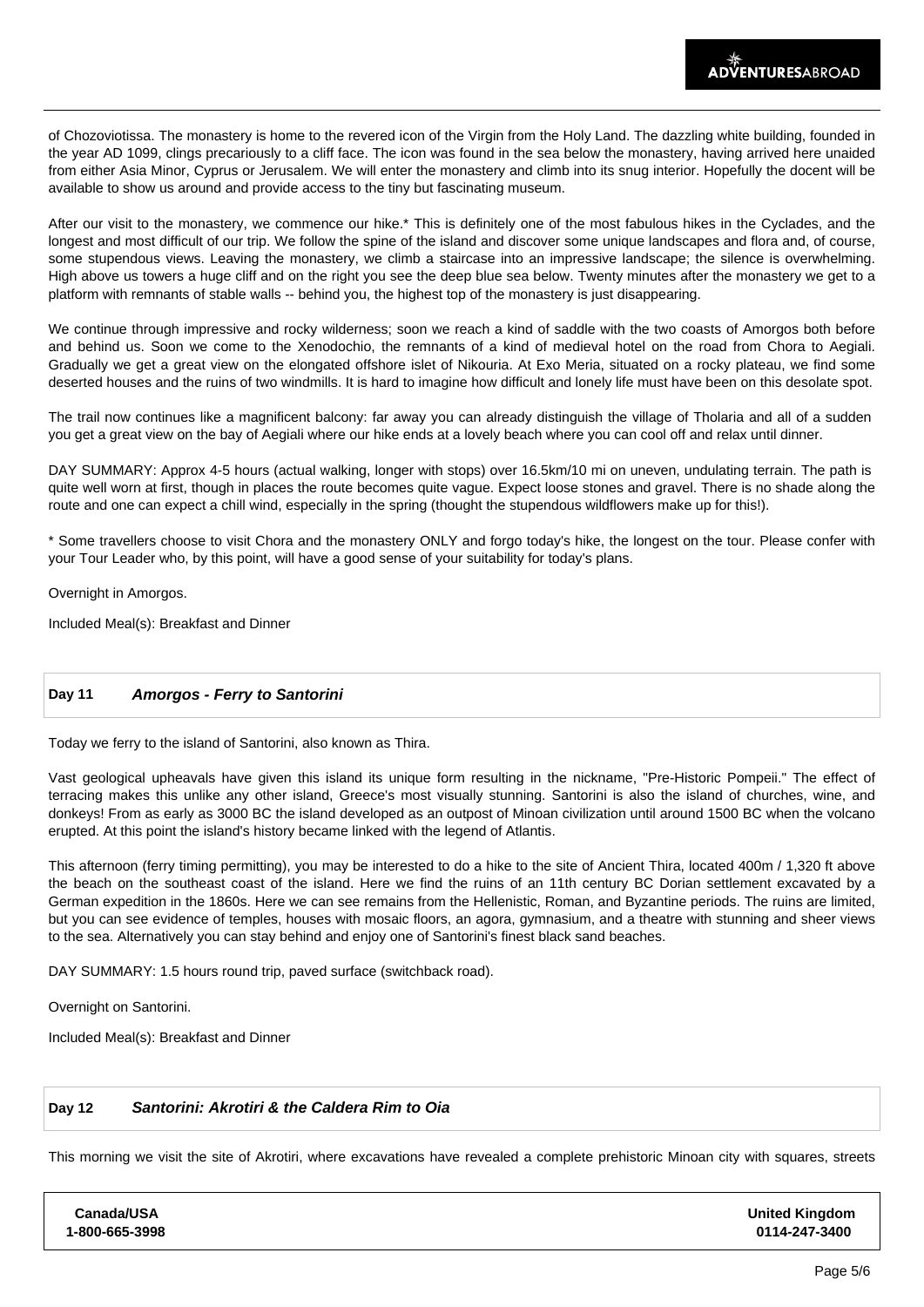of Chozoviotissa. The monastery is home to the revered icon of the Virgin from the Holy Land. The dazzling white building, founded in the year AD 1099, clings precariously to a cliff face. The icon was found in the sea below the monastery, having arrived here unaided from either Asia Minor, Cyprus or Jerusalem. We will enter the monastery and climb into its snug interior. Hopefully the docent will be available to show us around and provide access to the tiny but fascinating museum.

After our visit to the monastery, we commence our hike.* This is definitely one of the most fabulous hikes in the Cyclades, and the longest and most difficult of our trip. We follow the spine of the island and discover some unique landscapes and flora and, of course, some stupendous views. Leaving the monastery, we climb a staircase into an impressive landscape; the silence is overwhelming. High above us towers a huge cliff and on the right you see the deep blue sea below. Twenty minutes after the monastery we get to a platform with remnants of stable walls -- behind you, the highest top of the monastery is just disappearing.

We continue through impressive and rocky wilderness; soon we reach a kind of saddle with the two coasts of Amorgos both before and behind us. Soon we come to the Xenodochio, the remnants of a kind of medieval hotel on the road from Chora to Aegiali. Gradually we get a great view on the elongated offshore islet of Nikouria. At Exo Meria, situated on a rocky plateau, we find some deserted houses and the ruins of two windmills. It is hard to imagine how difficult and lonely life must have been on this desolate spot.

The trail now continues like a magnificent balcony: far away you can already distinguish the village of Tholaria and all of a sudden you get a great view on the bay of Aegiali where our hike ends at a lovely beach where you can cool off and relax until dinner.

DAY SUMMARY: Approx 4-5 hours (actual walking, longer with stops) over 16.5km/10 mi on uneven, undulating terrain. The path is quite well worn at first, though in places the route becomes quite vague. Expect loose stones and gravel. There is no shade along the route and one can expect a chill wind, especially in the spring (thought the stupendous wildflowers make up for this!).

* Some travellers choose to visit Chora and the monastery ONLY and forgo today's hike, the longest on the tour. Please confer with your Tour Leader who, by this point, will have a good sense of your suitability for today's plans.

Overnight in Amorgos.

Included Meal(s): Breakfast and Dinner

### Day 11 *Amorgos - Ferry to Santorini*

Today we ferry to the island of Santorini, also known as Thira.

Vast geological upheavals have given this island its unique form resulting in the nickname, "Pre-Historic Pompeii." The effect of terracing makes this unlike any other island, Greece's most visually stunning. Santorini is also the island of churches, wine, and donkeys! From as early as 3000 BC the island developed as an outpost of Minoan civilization until around 1500 BC when the volcano erupted. At this point the island's history became linked with the legend of Atlantis.

This afternoon (ferry timing permitting), you may be interested to do a hike to the site of Ancient Thira, located 400m / 1,320 ft above the beach on the southeast coast of the island. Here we find the ruins of an 11th century BC Dorian settlement excavated by a German expedition in the 1860s. Here we can see remains from the Hellenistic, Roman, and Byzantine periods. The ruins are limited, but you can see evidence of temples, houses with mosaic floors, an agora, gymnasium, and a theatre with stunning and sheer views to the sea. Alternatively you can stay behind and enjoy one of Santorini's finest black sand beaches.

DAY SUMMARY: 1.5 hours round trip, paved surface (switchback road).

Overnight on Santorini.

Included Meal(s): Breakfast and Dinner

### Day 12 *Santorini: Akrotiri & the Caldera Rim to Oia*

This morning we visit the site of Akrotiri, where excavations have revealed a complete prehistoric Minoan city with squares, streets

| Canada/USA | United Kingdom |
|---|---|
| 1-800-665-3998 | 0114-247-3400 |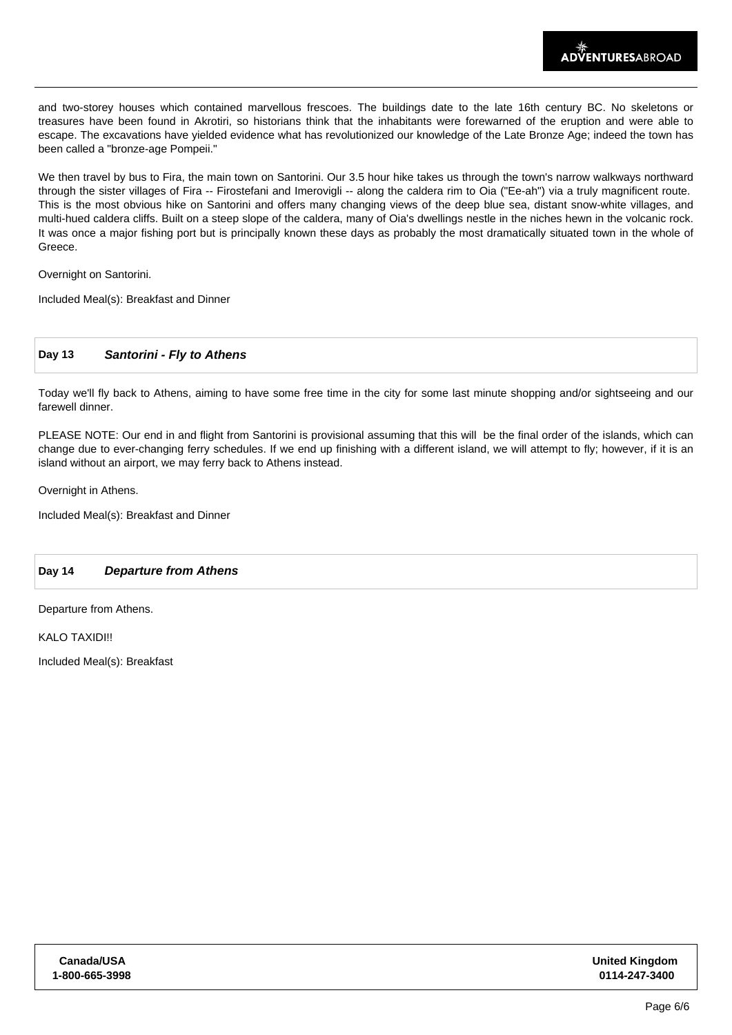and two-storey houses which contained marvellous frescoes. The buildings date to the late 16th century BC. No skeletons or treasures have been found in Akrotiri, so historians think that the inhabitants were forewarned of the eruption and were able to escape. The excavations have yielded evidence what has revolutionized our knowledge of the Late Bronze Age; indeed the town has been called a "bronze-age Pompeii."

We then travel by bus to Fira, the main town on Santorini. Our 3.5 hour hike takes us through the town's narrow walkways northward through the sister villages of Fira -- Firostefani and Imerovigli -- along the caldera rim to Oia ("Ee-ah") via a truly magnificent route. This is the most obvious hike on Santorini and offers many changing views of the deep blue sea, distant snow-white villages, and multi-hued caldera cliffs. Built on a steep slope of the caldera, many of Oia's dwellings nestle in the niches hewn in the volcanic rock. It was once a major fishing port but is principally known these days as probably the most dramatically situated town in the whole of Greece.

Overnight on Santorini.

Included Meal(s): Breakfast and Dinner

## Day 13 *Santorini - Fly to Athens*

Today we'll fly back to Athens, aiming to have some free time in the city for some last minute shopping and/or sightseeing and our farewell dinner.

PLEASE NOTE: Our end in and flight from Santorini is provisional assuming that this will be the final order of the islands, which can change due to ever-changing ferry schedules. If we end up finishing with a different island, we will attempt to fly; however, if it is an island without an airport, we may ferry back to Athens instead.

Overnight in Athens.

Included Meal(s): Breakfast and Dinner

## Day 14 *Departure from Athens*

Departure from Athens.

KALO TAXIDI!!

Included Meal(s): Breakfast

**Canada/USA**
**1-800-665-3998**

**United Kingdom**
**0114-247-3400**